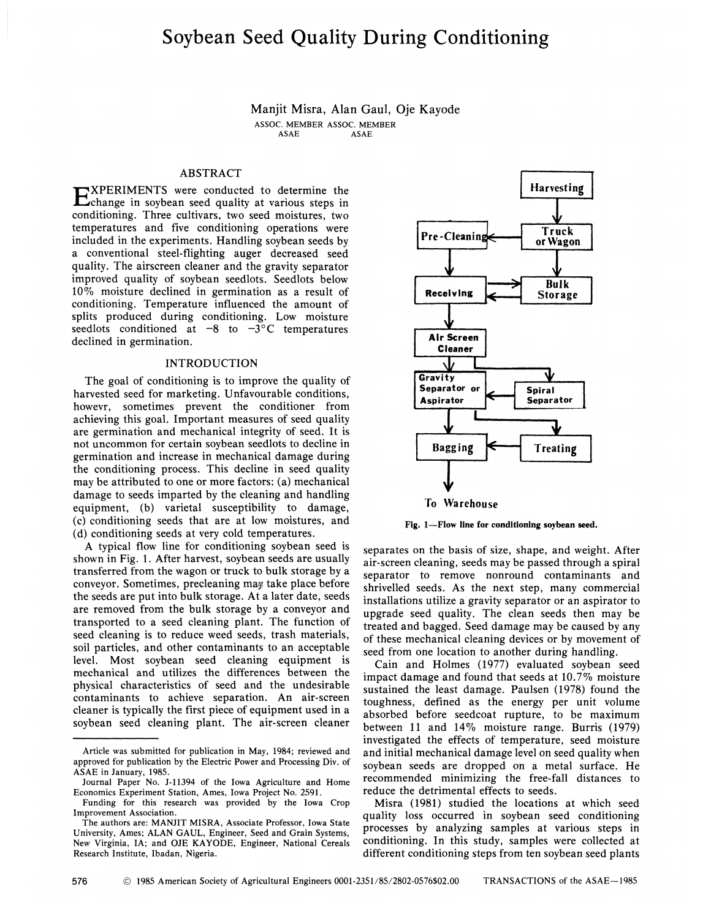# Soybean Seed Quality During Conditioning

Manjit Misra, Alan Gaul, Oje Kayode

ASSOC. MEMBER ASAE  ASSOC. MEMBER ASAE

## ABSTRACT

EXPERIMENTS were conducted to determine the change in soybean seed quality at various steps in conditioning. Three cultivars, two seed moistures, two temperatures and five conditioning operations were included in the experiments. Handling soybean seeds by a conventional steel-flighting auger decreased seed quality. The airscreen cleaner and the gravity separator improved quality of soybean seedlots. Seedlots below 10% moisture declined in germination as a result of conditioning. Temperature influenced the amount of splits produced during conditioning. Low moisture seedlots conditioned at −8 to −3°C temperatures declined in germination.

## INTRODUCTION

The goal of conditioning is to improve the quality of harvested seed for marketing. Unfavourable conditions, howevr, sometimes prevent the conditioner from achieving this goal. Important measures of seed quality are germination and mechanical integrity of seed. It is not uncommon for certain soybean seedlots to decline in germination and increase in mechanical damage during the conditioning process. This decline in seed quality may be attributed to one or more factors: (a) mechanical damage to seeds imparted by the cleaning and handling equipment, (b) varietal susceptibility to damage, (c) conditioning seeds that are at low moistures, and (d) conditioning seeds at very cold temperatures.

A typical flow line for conditioning soybean seed is shown in Fig. 1. After harvest, soybean seeds are usually transferred from the wagon or truck to bulk storage by a conveyor. Sometimes, precleaning may take place before the seeds are put into bulk storage. At a later date, seeds are removed from the bulk storage by a conveyor and transported to a seed cleaning plant. The function of seed cleaning is to reduce weed seeds, trash materials, soil particles, and other contaminants to an acceptable level. Most soybean seed cleaning equipment is mechanical and utilizes the differences between the physical characteristics of seed and the undesirable contaminants to achieve separation. An air-screen cleaner is typically the first piece of equipment used in a soybean seed cleaning plant. The air-screen cleaner separates on the basis of size, shape, and weight. After air-screen cleaning, seeds may be passed through a spiral separator to remove nonround contaminants and shrivelled seeds. As the next step, many commercial installations utilize a gravity separator or an aspirator to upgrade seed quality. The clean seeds then may be treated and bagged. Seed damage may be caused by any of these mechanical cleaning devices or by movement of seed from one location to another during handling.

Harvesting → Truck or Wagon → Pre-Cleaning / Bulk Storage → Receiving → Air Screen Cleaner → Spiral Separator / Gravity Separator or Aspirator → Treating / Bagging → To Warehouse

Fig. 1—Flow line for conditioning soybean seed.

Cain and Holmes (1977) evaluated soybean seed impact damage and found that seeds at 10.7% moisture sustained the least damage. Paulsen (1978) found the toughness, defined as the energy per unit volume absorbed before seedcoat rupture, to be maximum between 11 and 14% moisture range. Burris (1979) investigated the effects of temperature, seed moisture and initial mechanical damage level on seed quality when soybean seeds are dropped on a metal surface. He recommended minimizing the free-fall distances to reduce the detrimental effects to seeds.

Misra (1981) studied the locations at which seed quality loss occurred in soybean seed conditioning processes by analyzing samples at various steps in conditioning. In this study, samples were collected at different conditioning steps from ten soybean seed plants

---

Article was submitted for publication in May, 1984; reviewed and approved for publication by the Electric Power and Processing Div. of ASAE in January, 1985.

Journal Paper No. J-11394 of the Iowa Agriculture and Home Economics Experiment Station, Ames, Iowa Project No. 2591.

Funding for this research was provided by the Iowa Crop Improvement Association.

The authors are: MANJIT MISRA, Associate Professor, Iowa State University, Ames; ALAN GAUL, Engineer, Seed and Grain Systems, New Virginia, IA; and OJE KAYODE, Engineer, National Cereals Research Institute, Ibadan, Nigeria.

© 1985 American Society of Agricultural Engineers 0001-2351/85/2802-0576$02.00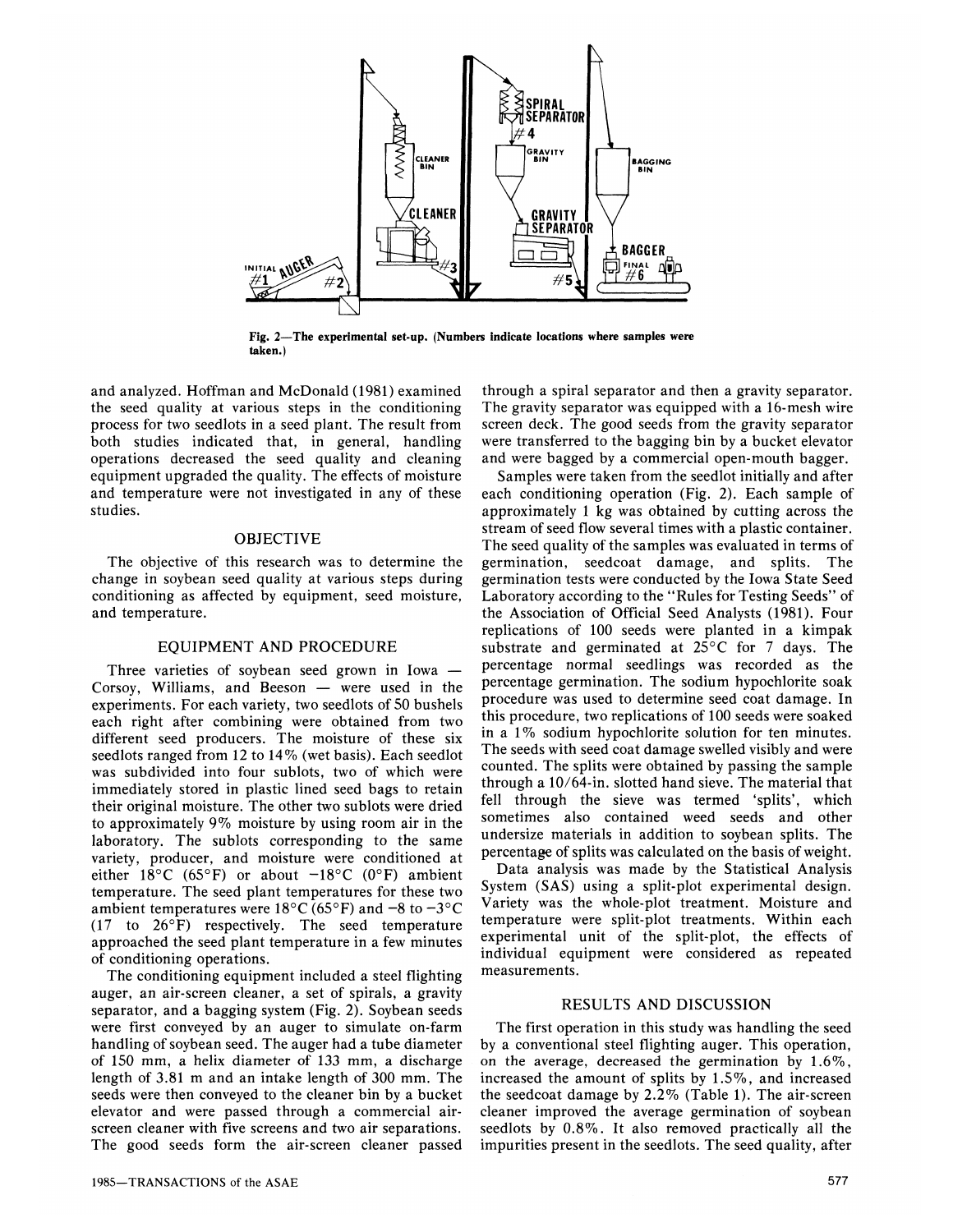Fig. 2—The experimental set-up. (Numbers indicate locations where samples were taken.)

and analyzed. Hoffman and McDonald (1981) examined the seed quality at various steps in the conditioning process for two seedlots in a seed plant. The result from both studies indicated that, in general, handling operations decreased the seed quality and cleaning equipment upgraded the quality. The effects of moisture and temperature were not investigated in any of these studies.

## OBJECTIVE

The objective of this research was to determine the change in soybean seed quality at various steps during conditioning as affected by equipment, seed moisture, and temperature.

## EQUIPMENT AND PROCEDURE

Three varieties of soybean seed grown in Iowa — Corsoy, Williams, and Beeson — were used in the experiments. For each variety, two seedlots of 50 bushels each right after combining were obtained from two different seed producers. The moisture of these six seedlots ranged from 12 to 14% (wet basis). Each seedlot was subdivided into four sublots, two of which were immediately stored in plastic lined seed bags to retain their original moisture. The other two sublots were dried to approximately 9% moisture by using room air in the laboratory. The sublots corresponding to the same variety, producer, and moisture were conditioned at either 18°C (65°F) or about −18°C (0°F) ambient temperature. The seed plant temperatures for these two ambient temperatures were 18°C (65°F) and −8 to −3°C (17 to 26°F) respectively. The seed temperature approached the seed plant temperature in a few minutes of conditioning operations.

The conditioning equipment included a steel flighting auger, an air-screen cleaner, a set of spirals, a gravity separator, and a bagging system (Fig. 2). Soybean seeds were first conveyed by an auger to simulate on-farm handling of soybean seed. The auger had a tube diameter of 150 mm, a helix diameter of 133 mm, a discharge length of 3.81 m and an intake length of 300 mm. The seeds were then conveyed to the cleaner bin by a bucket elevator and were passed through a commercial air-screen cleaner with five screens and two air separations. The good seeds form the air-screen cleaner passed through a spiral separator and then a gravity separator. The gravity separator was equipped with a 16-mesh wire screen deck. The good seeds from the gravity separator were transferred to the bagging bin by a bucket elevator and were bagged by a commercial open-mouth bagger.

Samples were taken from the seedlot initially and after each conditioning operation (Fig. 2). Each sample of approximately 1 kg was obtained by cutting across the stream of seed flow several times with a plastic container. The seed quality of the samples was evaluated in terms of germination, seedcoat damage, and splits. The germination tests were conducted by the Iowa State Seed Laboratory according to the "Rules for Testing Seeds" of the Association of Official Seed Analysts (1981). Four replications of 100 seeds were planted in a kimpak substrate and germinated at 25°C for 7 days. The percentage normal seedlings was recorded as the percentage germination. The sodium hypochlorite soak procedure was used to determine seed coat damage. In this procedure, two replications of 100 seeds were soaked in a 1% sodium hypochlorite solution for ten minutes. The seeds with seed coat damage swelled visibly and were counted. The splits were obtained by passing the sample through a 10/64-in. slotted hand sieve. The material that fell through the sieve was termed 'splits', which sometimes also contained weed seeds and other undersize materials in addition to soybean splits. The percentage of splits was calculated on the basis of weight.

Data analysis was made by the Statistical Analysis System (SAS) using a split-plot experimental design. Variety was the whole-plot treatment. Moisture and temperature were split-plot treatments. Within each experimental unit of the split-plot, the effects of individual equipment were considered as repeated measurements.

## RESULTS AND DISCUSSION

The first operation in this study was handling the seed by a conventional steel flighting auger. This operation, on the average, decreased the germination by 1.6%, increased the amount of splits by 1.5%, and increased the seedcoat damage by 2.2% (Table 1). The air-screen cleaner improved the average germination of soybean seedlots by 0.8%. It also removed practically all the impurities present in the seedlots. The seed quality, after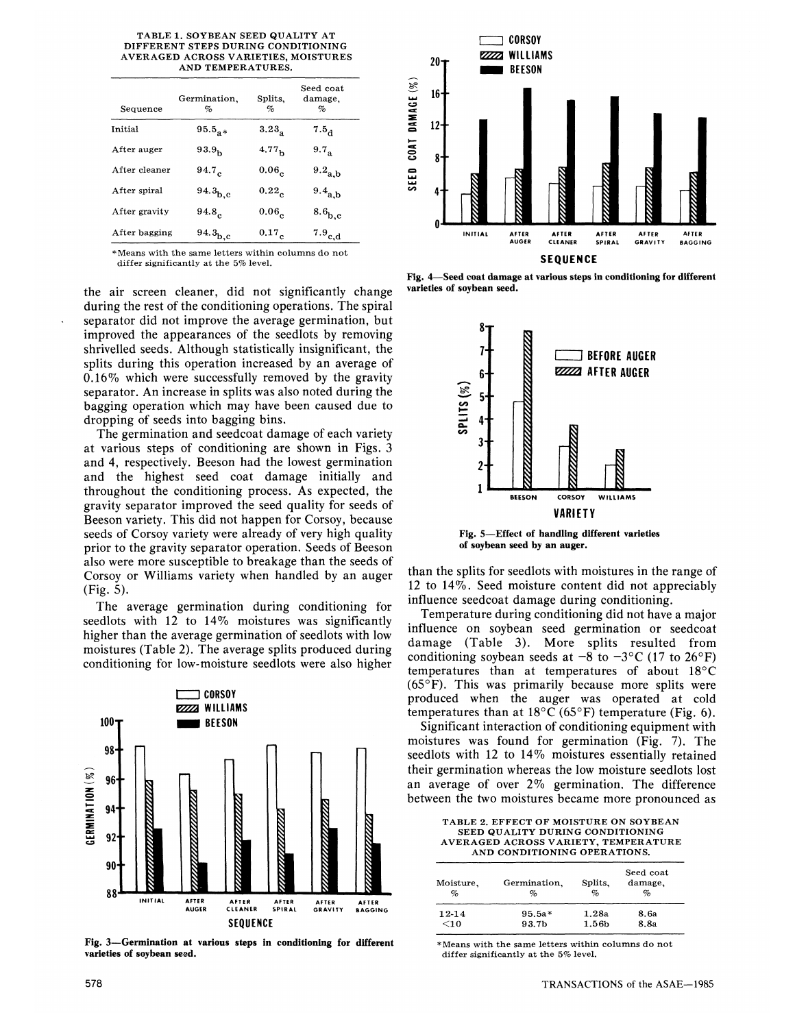TABLE 1. SOYBEAN SEED QUALITY AT DIFFERENT STEPS DURING CONDITIONING AVERAGED ACROSS VARIETIES, MOISTURES AND TEMPERATURES.

| Sequence | Germination, % | Splits, % | Seed coat damage, % |
|---|---|---|---|
| Initial | $95.5_{a*}$ | $3.23_{a}$ | $7.5_{d}$ |
| After auger | $93.9_{b}$ | $4.77_{b}$ | $9.7_{a}$ |
| After cleaner | $94.7_{c}$ | $0.06_{c}$ | $9.2_{a,b}$ |
| After spiral | $94.3_{b,c}$ | $0.22_{c}$ | $9.4_{a,b}$ |
| After gravity | $94.8_{c}$ | $0.06_{c}$ | $8.6_{b,c}$ |
| After bagging | $94.3_{b,c}$ | $0.17_{c}$ | $7.9_{c,d}$ |

*Means with the same letters within columns do not differ significantly at the 5% level.

the air screen cleaner, did not significantly change during the rest of the conditioning operations. The spiral separator did not improve the average germination, but improved the appearances of the seedlots by removing shrivelled seeds. Although statistically insignificant, the splits during this operation increased by an average of 0.16% which were successfully removed by the gravity separator. An increase in splits was also noted during the bagging operation which may have been caused due to dropping of seeds into bagging bins.

The germination and seedcoat damage of each variety at various steps of conditioning are shown in Figs. 3 and 4, respectively. Beeson had the lowest germination and the highest seed coat damage initially and throughout the conditioning process. As expected, the gravity separator improved the seed quality for seeds of Beeson variety. This did not happen for Corsoy, because seeds of Corsoy variety were already of very high quality prior to the gravity separator operation. Seeds of Beeson also were more susceptible to breakage than the seeds of Corsoy or Williams variety when handled by an auger (Fig. 5).

The average germination during conditioning for seedlots with 12 to 14% moistures was significantly higher than the average germination of seedlots with low moistures (Table 2). The average splits produced during conditioning for low-moisture seedlots were also higher

Fig. 3—Germination at various steps in conditioning for different varieties of soybean seed.

Fig. 4—Seed coat damage at various steps in conditioning for different varieties of soybean seed.

Fig. 5—Effect of handling different varieties of soybean seed by an auger.

than the splits for seedlots with moistures in the range of 12 to 14%. Seed moisture content did not appreciably influence seedcoat damage during conditioning.

Temperature during conditioning did not have a major influence on soybean seed germination or seedcoat damage (Table 3). More splits resulted from conditioning soybean seeds at −8 to −3°C (17 to 26°F) temperatures than at temperatures of about 18°C (65°F). This was primarily because more splits were produced when the auger was operated at cold temperatures than at 18°C (65°F) temperature (Fig. 6).

Significant interaction of conditioning equipment with moistures was found for germination (Fig. 7). The seedlots with 12 to 14% moistures essentially retained their germination whereas the low moisture seedlots lost an average of over 2% germination. The difference between the two moistures became more pronounced as

TABLE 2. EFFECT OF MOISTURE ON SOYBEAN SEED QUALITY DURING CONDITIONING AVERAGED ACROSS VARIETY, TEMPERATURE AND CONDITIONING OPERATIONS.

| Moisture, % | Germination, % | Splits, % | Seed coat damage, % |
|---|---|---|---|
| 12-14 | 95.5a* | 1.28a | 8.6a |
| <10 | 93.7b | 1.56b | 8.8a |

*Means with the same letters within columns do not differ significantly at the 5% level.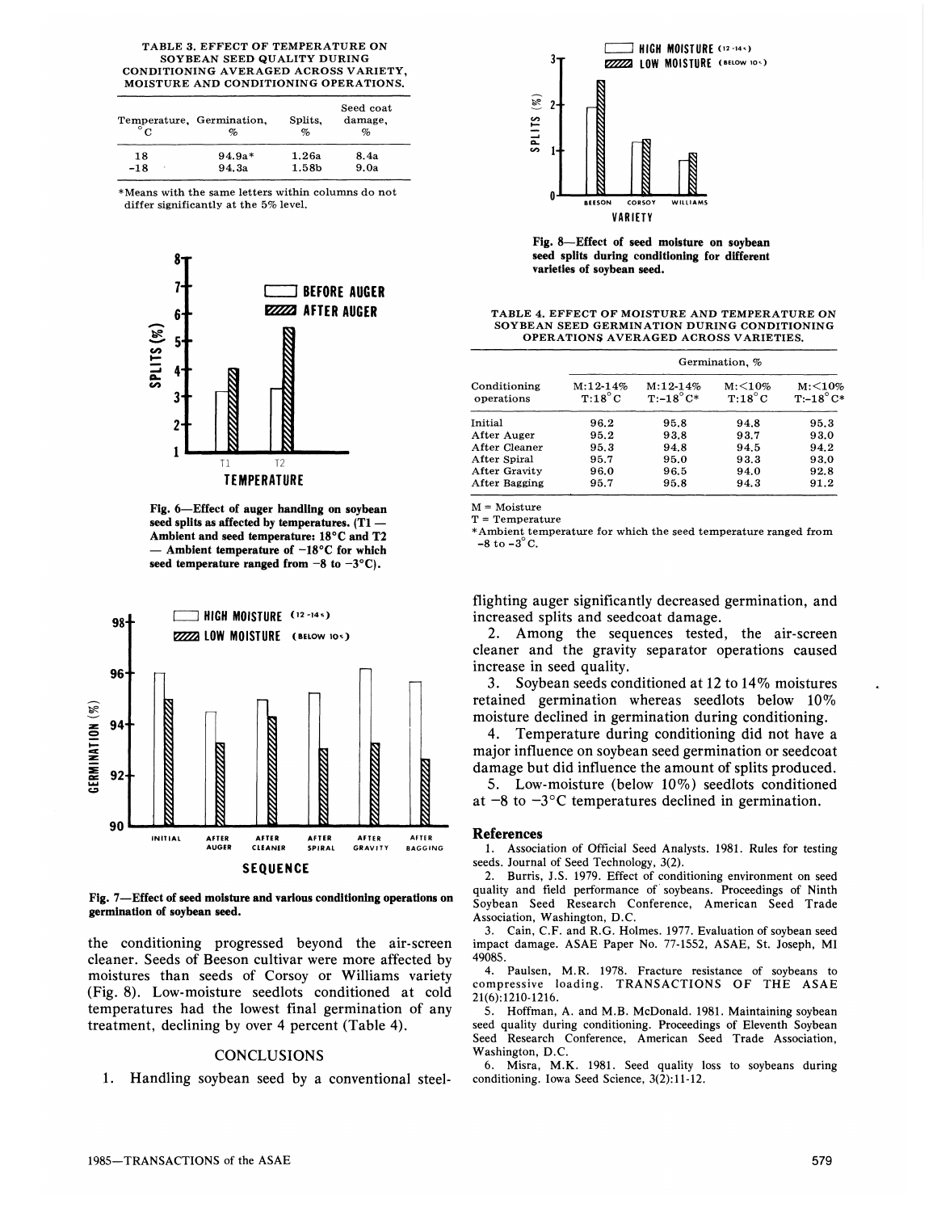TABLE 3. EFFECT OF TEMPERATURE ON SOYBEAN SEED QUALITY DURING CONDITIONING AVERAGED ACROSS VARIETY, MOISTURE AND CONDITIONING OPERATIONS.

| Temperature, °C | Germination, % | Splits, % | Seed coat damage, % |
|---|---|---|---|
| 18 | 94.9a* | 1.26a | 8.4a |
| −18 | 94.3a | 1.58b | 9.0a |

*Means with the same letters within columns do not differ significantly at the 5% level.

8
7
6
5
4
3
2
1
SPLITS (%)
BEFORE AUGER
AFTER AUGER
T1
T2
TEMPERATURE

**Fig. 6—Effect of auger handling on soybean seed splits as affected by temperatures. (T1 — Ambient and seed temperature: 18°C and T2 — Ambient temperature of −18°C for which seed temperature ranged from −8 to −3°C).**

98
96
94
92
90
GERMINATION (%)
HIGH MOISTURE (12-14%)
LOW MOISTURE (BELOW 10%)
INITIAL
AFTER AUGER
AFTER CLEANER
AFTER SPIRAL
AFTER GRAVITY
AFTER BAGGING
SEQUENCE

**Fig. 7—Effect of seed moisture and various conditioning operations on germination of soybean seed.**

the conditioning progressed beyond the air-screen cleaner. Seeds of Beeson cultivar were more affected by moistures than seeds of Corsoy or Williams variety (Fig. 8). Low-moisture seedlots conditioned at cold temperatures had the lowest final germination of any treatment, declining by over 4 percent (Table 4).

## CONCLUSIONS

1. Handling soybean seed by a conventional steel-flighting auger significantly decreased germination, and increased splits and seedcoat damage.

2. Among the sequences tested, the air-screen cleaner and the gravity separator operations caused increase in seed quality.

3. Soybean seeds conditioned at 12 to 14% moistures retained germination whereas seedlots below 10% moisture declined in germination during conditioning.

4. Temperature during conditioning did not have a major influence on soybean seed germination or seedcoat damage but did influence the amount of splits produced.

5. Low-moisture (below 10%) seedlots conditioned at −8 to −3°C temperatures declined in germination.

HIGH MOISTURE (12-14%)
LOW MOISTURE (BELOW 10%)
3
2
1
0
SPLITS (%)
BEESON
CORSOY
WILLIAMS
VARIETY

**Fig. 8—Effect of seed moisture on soybean seed splits during conditioning for different varieties of soybean seed.**

TABLE 4. EFFECT OF MOISTURE AND TEMPERATURE ON SOYBEAN SEED GERMINATION DURING CONDITIONING OPERATIONS AVERAGED ACROSS VARIETIES.

| | Germination, % | | | |
|---|---|---|---|---|
| Conditioning operations | M:12-14% T:18°C | M:12-14% T:−18°C* | M:<10% T:18°C | M:<10% T:−18°C* |
| Initial | 96.2 | 95.8 | 94.8 | 95.3 |
| After Auger | 95.2 | 93.8 | 93.7 | 93.0 |
| After Cleaner | 95.3 | 94.8 | 94.5 | 94.2 |
| After Spiral | 95.7 | 95.0 | 93.3 | 93.0 |
| After Gravity | 96.0 | 96.5 | 94.0 | 92.8 |
| After Bagging | 95.7 | 95.8 | 94.3 | 91.2 |

M = Moisture
T = Temperature
*Ambient temperature for which the seed temperature ranged from −8 to −3°C.

## References

1. Association of Official Seed Analysts. 1981. Rules for testing seeds. Journal of Seed Technology, 3(2).

2. Burris, J.S. 1979. Effect of conditioning environment on seed quality and field performance of soybeans. Proceedings of Ninth Soybean Seed Research Conference, American Seed Trade Association, Washington, D.C.

3. Cain, C.F. and R.G. Holmes. 1977. Evaluation of soybean seed impact damage. ASAE Paper No. 77-1552, ASAE, St. Joseph, MI 49085.

4. Paulsen, M.R. 1978. Fracture resistance of soybeans to compressive loading. TRANSACTIONS OF THE ASAE 21(6):1210-1216.

5. Hoffman, A. and M.B. McDonald. 1981. Maintaining soybean seed quality during conditioning. Proceedings of Eleventh Soybean Seed Research Conference, American Seed Trade Association, Washington, D.C.

6. Misra, M.K. 1981. Seed quality loss to soybeans during conditioning. Iowa Seed Science, 3(2):11-12.